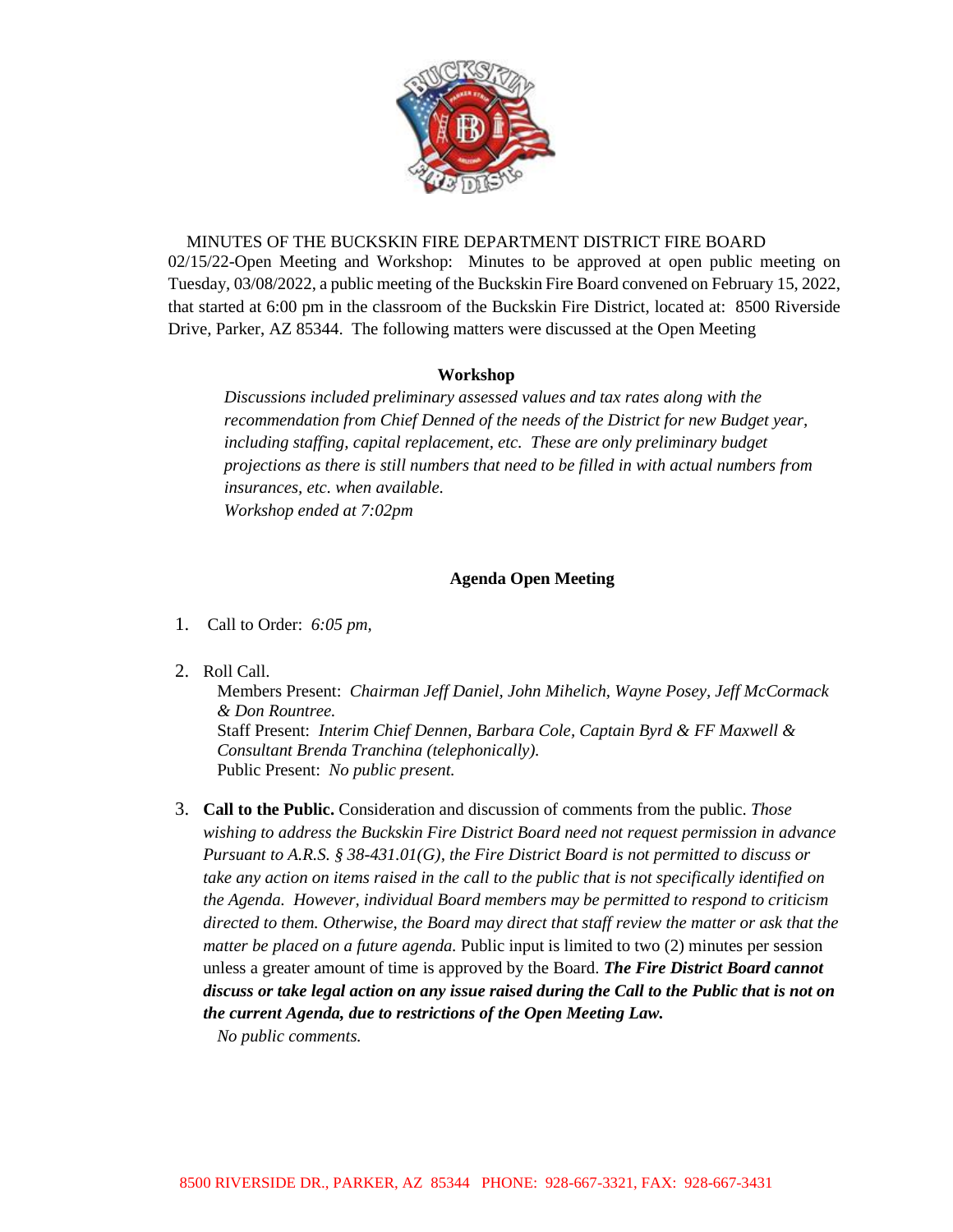MINUTES OF THE BUCKSKIN FIRE DEPARTMENT DISTRICT FIRE BOARD

02/15/22-Open Meeting and Workshop: Minutes to be approved at open public meeting on Tuesday, 03/08/2022, a public meeting of the Buckskin Fire Board convened on February 15, 2022, that started at 6:00 pm in the classroom of the Buckskin Fire District, located at: 8500 Riverside Drive, Parker, AZ 85344. The following matters were discussed at the Open Meeting

## Workshop

*Discussions included preliminary assessed values and tax rates along with the recommendation from Chief Denned of the needs of the District for new Budget year, including staffing, capital replacement, etc. These are only preliminary budget projections as there is still numbers that need to be filled in with actual numbers from insurances, etc. when available.*
*Workshop ended at 7:02pm*

## Agenda Open Meeting

1. Call to Order: *6:05 pm,*

2. Roll Call.
   Members Present: *Chairman Jeff Daniel, John Mihelich, Wayne Posey, Jeff McCormack & Don Rountree.*
   Staff Present: *Interim Chief Dennen, Barbara Cole, Captain Byrd & FF Maxwell & Consultant Brenda Tranchina (telephonically).*
   Public Present: *No public present.*

3. **Call to the Public.** Consideration and discussion of comments from the public. *Those wishing to address the Buckskin Fire District Board need not request permission in advance Pursuant to A.R.S. § 38-431.01(G), the Fire District Board is not permitted to discuss or take any action on items raised in the call to the public that is not specifically identified on the Agenda. However, individual Board members may be permitted to respond to criticism directed to them. Otherwise, the Board may direct that staff review the matter or ask that the matter be placed on a future agenda.* Public input is limited to two (2) minutes per session unless a greater amount of time is approved by the Board. ***The Fire District Board cannot discuss or take legal action on any issue raised during the Call to the Public that is not on the current Agenda, due to restrictions of the Open Meeting Law.***
   *No public comments.*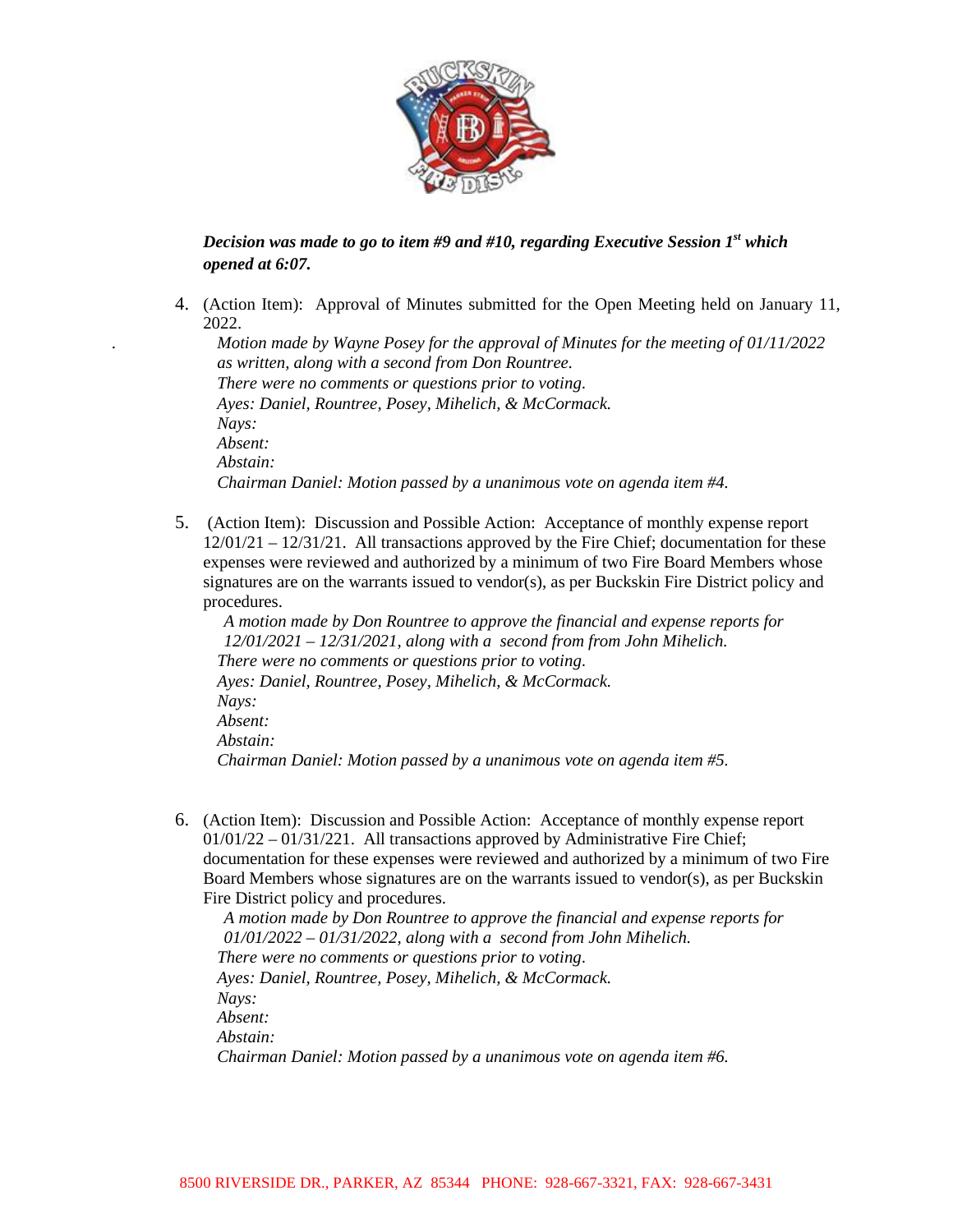***Decision was made to go to item #9 and #10, regarding Executive Session 1st which opened at 6:07.***

4. (Action Item): Approval of Minutes submitted for the Open Meeting held on January 11, 2022.

   *Motion made by Wayne Posey for the approval of Minutes for the meeting of 01/11/2022 as written, along with a second from Don Rountree.*
   *There were no comments or questions prior to voting.*
   *Ayes: Daniel, Rountree, Posey, Mihelich, & McCormack.*
   *Nays:*
   *Absent:*
   *Abstain:*
   *Chairman Daniel: Motion passed by a unanimous vote on agenda item #4.*

5. (Action Item): Discussion and Possible Action: Acceptance of monthly expense report 12/01/21 – 12/31/21. All transactions approved by the Fire Chief; documentation for these expenses were reviewed and authorized by a minimum of two Fire Board Members whose signatures are on the warrants issued to vendor(s), as per Buckskin Fire District policy and procedures.

   *A motion made by Don Rountree to approve the financial and expense reports for 12/01/2021 – 12/31/2021, along with a second from from John Mihelich.*
   *There were no comments or questions prior to voting.*
   *Ayes: Daniel, Rountree, Posey, Mihelich, & McCormack.*
   *Nays:*
   *Absent:*
   *Abstain:*
   *Chairman Daniel: Motion passed by a unanimous vote on agenda item #5.*

6. (Action Item): Discussion and Possible Action: Acceptance of monthly expense report 01/01/22 – 01/31/221. All transactions approved by Administrative Fire Chief; documentation for these expenses were reviewed and authorized by a minimum of two Fire Board Members whose signatures are on the warrants issued to vendor(s), as per Buckskin Fire District policy and procedures.

   *A motion made by Don Rountree to approve the financial and expense reports for 01/01/2022 – 01/31/2022, along with a second from John Mihelich.*
   *There were no comments or questions prior to voting.*
   *Ayes: Daniel, Rountree, Posey, Mihelich, & McCormack.*
   *Nays:*
   *Absent:*
   *Abstain:*
   *Chairman Daniel: Motion passed by a unanimous vote on agenda item #6.*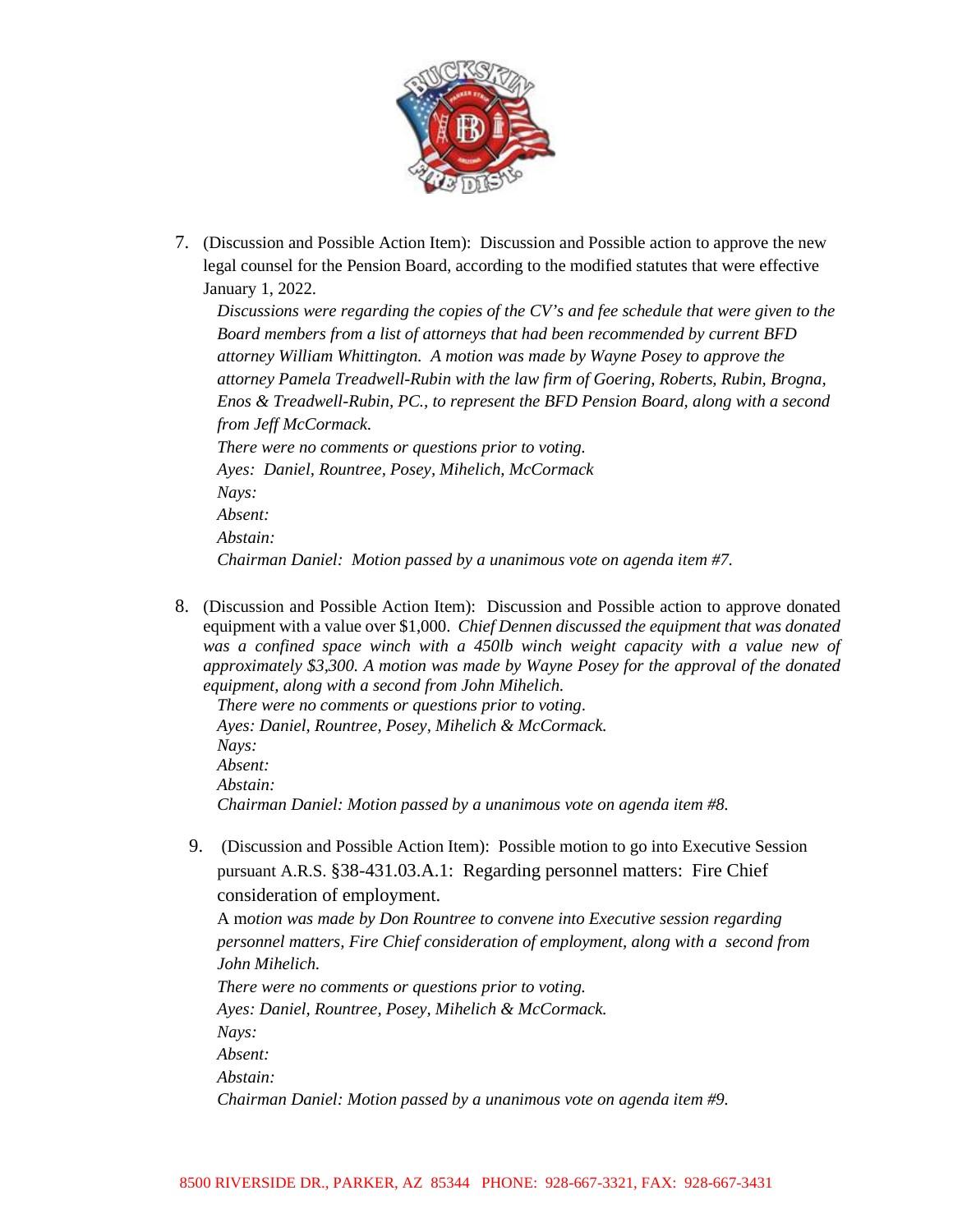7. (Discussion and Possible Action Item): Discussion and Possible action to approve the new legal counsel for the Pension Board, according to the modified statutes that were effective January 1, 2022.

   *Discussions were regarding the copies of the CV's and fee schedule that were given to the Board members from a list of attorneys that had been recommended by current BFD attorney William Whittington. A motion was made by Wayne Posey to approve the attorney Pamela Treadwell-Rubin with the law firm of Goering, Roberts, Rubin, Brogna, Enos & Treadwell-Rubin, PC., to represent the BFD Pension Board, along with a second from Jeff McCormack.*

   *There were no comments or questions prior to voting.*

   *Ayes: Daniel, Rountree, Posey, Mihelich, McCormack*

   *Nays:*

   *Absent:*

   *Abstain:*

   *Chairman Daniel: Motion passed by a unanimous vote on agenda item #7.*

8. (Discussion and Possible Action Item): Discussion and Possible action to approve donated equipment with a value over $1,000. *Chief Dennen discussed the equipment that was donated was a confined space winch with a 450lb winch weight capacity with a value new of approximately $3,300. A motion was made by Wayne Posey for the approval of the donated equipment, along with a second from John Mihelich.*

   *There were no comments or questions prior to voting.*

   *Ayes: Daniel, Rountree, Posey, Mihelich & McCormack.*

   *Nays:*

   *Absent:*

   *Abstain:*

   *Chairman Daniel: Motion passed by a unanimous vote on agenda item #8.*

9. (Discussion and Possible Action Item): Possible motion to go into Executive Session pursuant A.R.S. §38-431.03.A.1: Regarding personnel matters: Fire Chief consideration of employment.

   A *motion was made by Don Rountree to convene into Executive session regarding personnel matters, Fire Chief consideration of employment, along with a second from John Mihelich.*

   *There were no comments or questions prior to voting.*

   *Ayes: Daniel, Rountree, Posey, Mihelich & McCormack.*

   *Nays:*

   *Absent:*

   *Abstain:*

   *Chairman Daniel: Motion passed by a unanimous vote on agenda item #9.*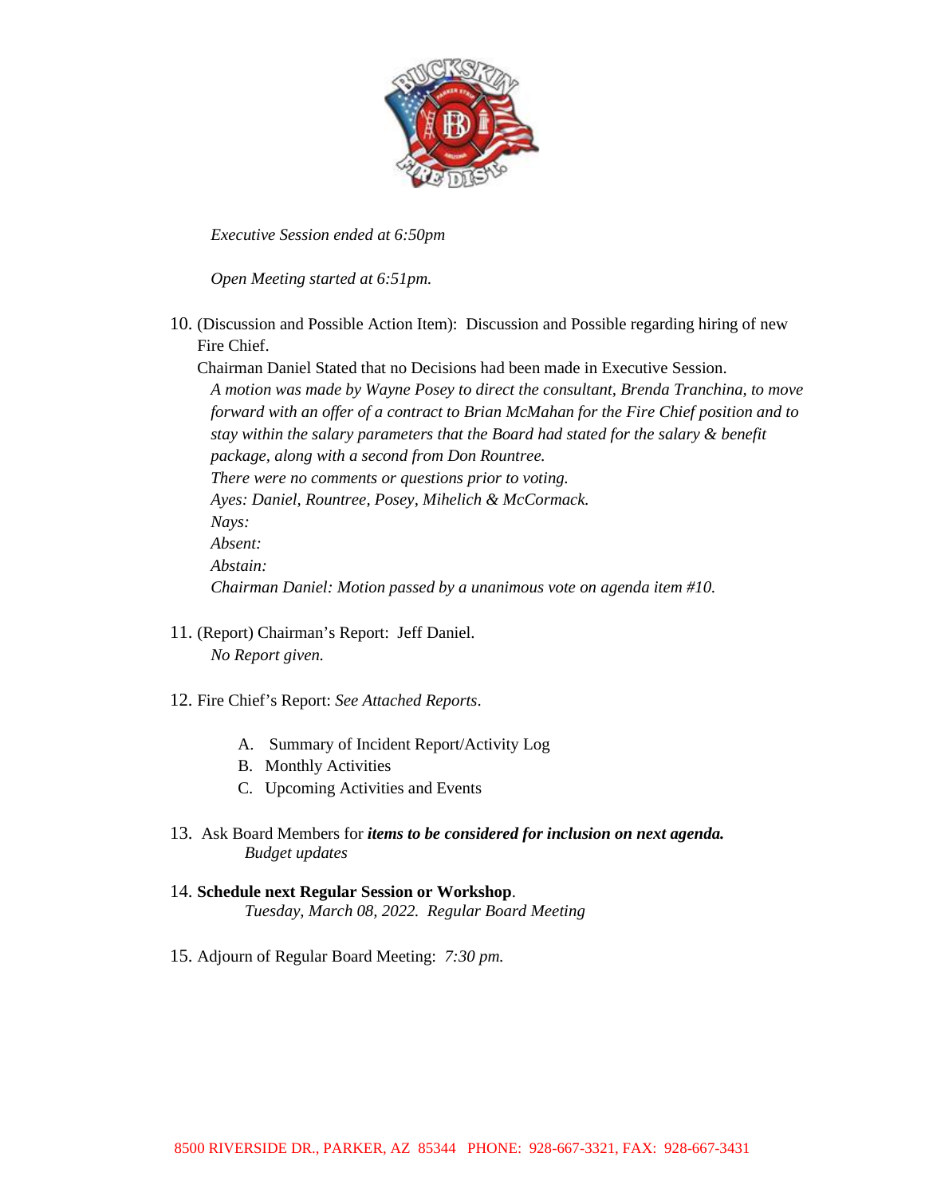*Executive Session ended at 6:50pm*

*Open Meeting started at 6:51pm.*

10. (Discussion and Possible Action Item): Discussion and Possible regarding hiring of new Fire Chief.

    Chairman Daniel Stated that no Decisions had been made in Executive Session.

    *A motion was made by Wayne Posey to direct the consultant, Brenda Tranchina, to move forward with an offer of a contract to Brian McMahan for the Fire Chief position and to stay within the salary parameters that the Board had stated for the salary & benefit package, along with a second from Don Rountree.*

    *There were no comments or questions prior to voting.*

    *Ayes: Daniel, Rountree, Posey, Mihelich & McCormack.*

    *Nays:*

    *Absent:*

    *Abstain:*

    *Chairman Daniel: Motion passed by a unanimous vote on agenda item #10.*

11. (Report) Chairman's Report: Jeff Daniel.

    *No Report given.*

12. Fire Chief's Report: *See Attached Reports*.

    A. Summary of Incident Report/Activity Log
    B. Monthly Activities
    C. Upcoming Activities and Events

13. Ask Board Members for ***items to be considered for inclusion on next agenda.***

    *Budget updates*

14. **Schedule next Regular Session or Workshop**.

    *Tuesday, March 08, 2022. Regular Board Meeting*

15. Adjourn of Regular Board Meeting: *7:30 pm.*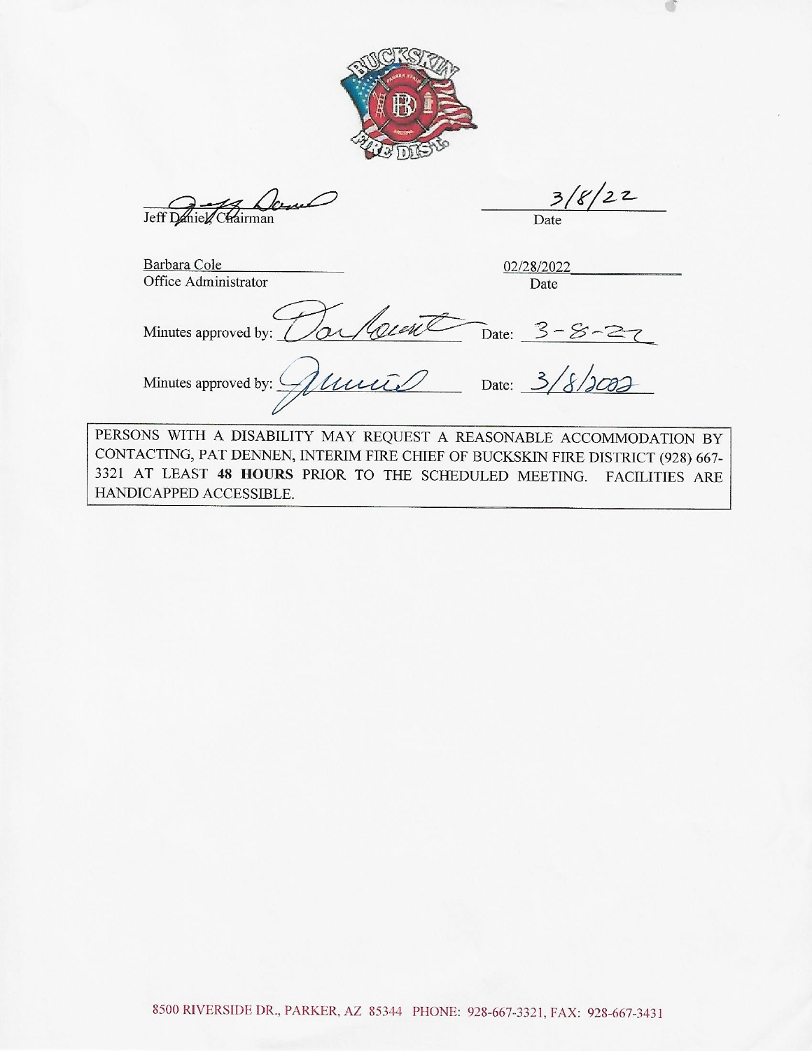Jeff Daniel, Chairman — Date: 3/8/22

Barbara Cole
Office Administrator — Date: 02/28/2022

Minutes approved by: _______ Date: 3-8-22

Minutes approved by: _______ Date: 3/8/2022

PERSONS WITH A DISABILITY MAY REQUEST A REASONABLE ACCOMMODATION BY CONTACTING, PAT DENNEN, INTERIM FIRE CHIEF OF BUCKSKIN FIRE DISTRICT (928) 667-3321 AT LEAST **48 HOURS** PRIOR TO THE SCHEDULED MEETING. FACILITIES ARE HANDICAPPED ACCESSIBLE.

8500 RIVERSIDE DR., PARKER, AZ 85344 PHONE: 928-667-3321, FAX: 928-667-3431